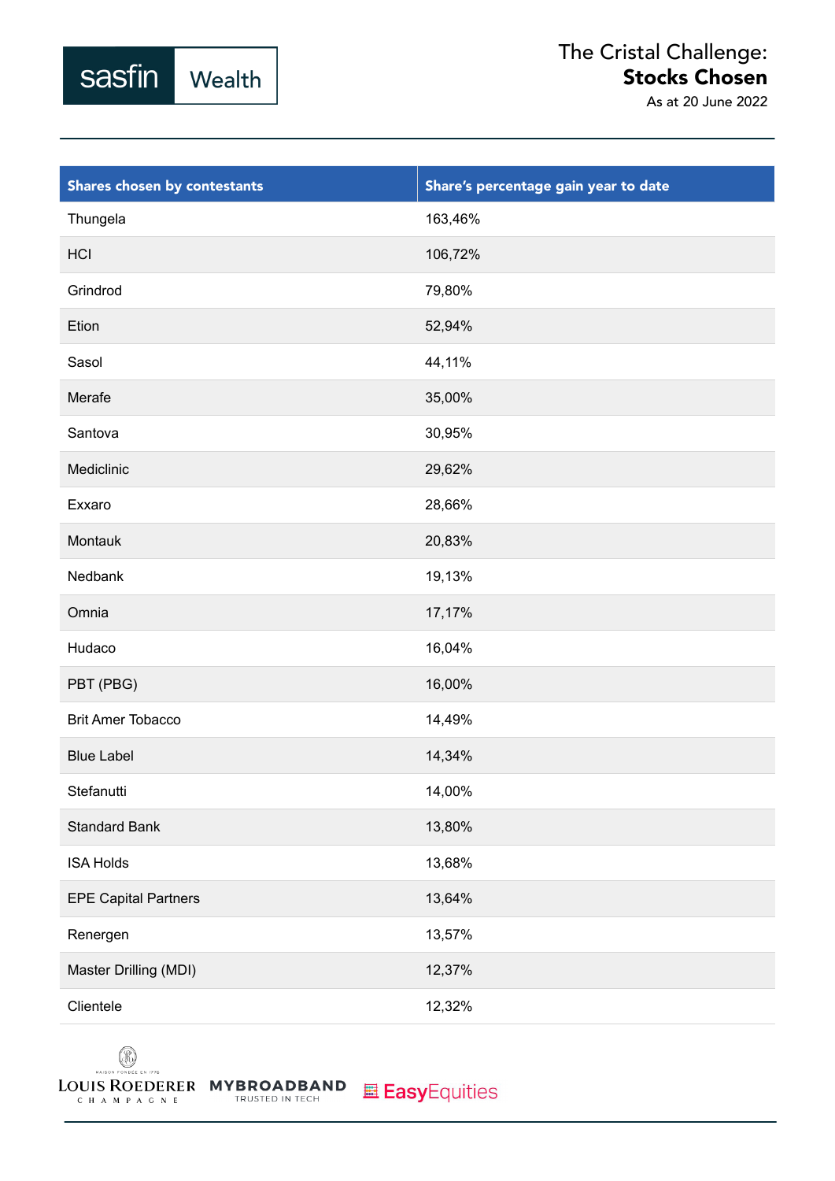sasfin Wealth

# The Cristal Challenge: **Stocks Chosen**

As at 20 June 2022

| Shares chosen by contestants | Share's percentage gain year to date |
| --- | --- |
| Thungela | 163,46% |
| HCI | 106,72% |
| Grindrod | 79,80% |
| Etion | 52,94% |
| Sasol | 44,11% |
| Merafe | 35,00% |
| Santova | 30,95% |
| Mediclinic | 29,62% |
| Exxaro | 28,66% |
| Montauk | 20,83% |
| Nedbank | 19,13% |
| Omnia | 17,17% |
| Hudaco | 16,04% |
| PBT (PBG) | 16,00% |
| Brit Amer Tobacco | 14,49% |
| Blue Label | 14,34% |
| Stefanutti | 14,00% |
| Standard Bank | 13,80% |
| ISA Holds | 13,68% |
| EPE Capital Partners | 13,64% |
| Renergen | 13,57% |
| Master Drilling (MDI) | 12,37% |
| Clientele | 12,32% |

Louis Roederer Champagne — MyBroadband Trusted in Tech — EasyEquities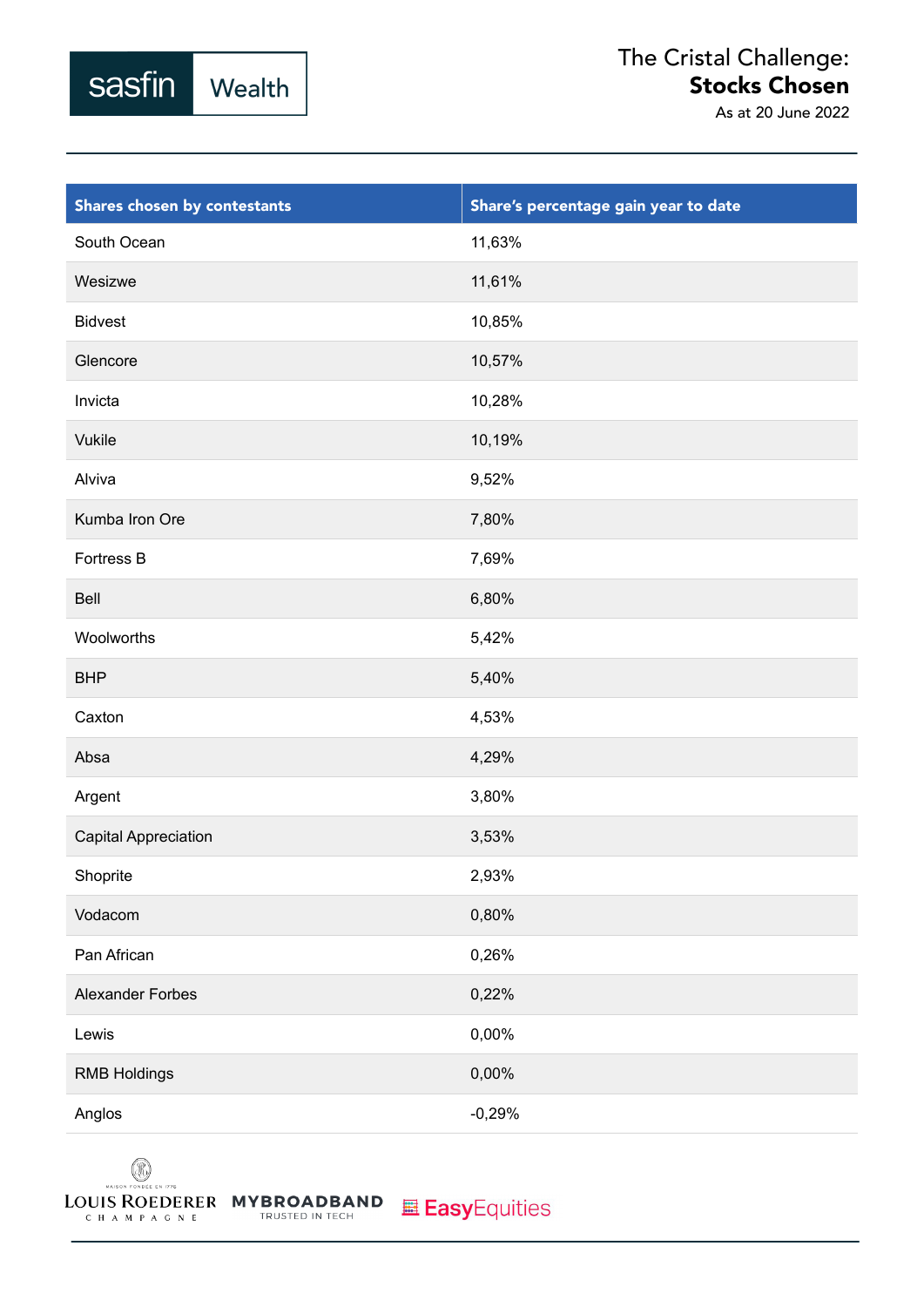# The Cristal Challenge: **Stocks Chosen**

As at 20 June 2022

| Shares chosen by contestants | Share's percentage gain year to date |
|---|---|
| South Ocean | 11,63% |
| Wesizwe | 11,61% |
| Bidvest | 10,85% |
| Glencore | 10,57% |
| Invicta | 10,28% |
| Vukile | 10,19% |
| Alviva | 9,52% |
| Kumba Iron Ore | 7,80% |
| Fortress B | 7,69% |
| Bell | 6,80% |
| Woolworths | 5,42% |
| BHP | 5,40% |
| Caxton | 4,53% |
| Absa | 4,29% |
| Argent | 3,80% |
| Capital Appreciation | 3,53% |
| Shoprite | 2,93% |
| Vodacom | 0,80% |
| Pan African | 0,26% |
| Alexander Forbes | 0,22% |
| Lewis | 0,00% |
| RMB Holdings | 0,00% |
| Anglos | -0,29% |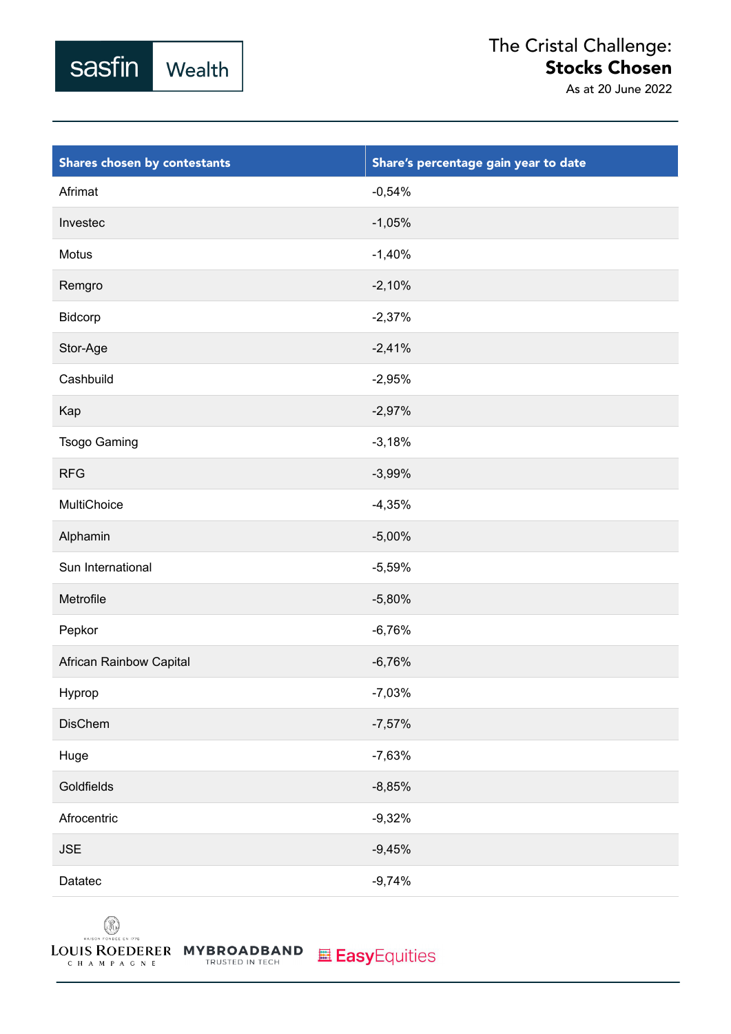# The Cristal Challenge: **Stocks Chosen**

As at 20 June 2022

| Shares chosen by contestants | Share's percentage gain year to date |
|---|---|
| Afrimat | -0,54% |
| Investec | -1,05% |
| Motus | -1,40% |
| Remgro | -2,10% |
| Bidcorp | -2,37% |
| Stor-Age | -2,41% |
| Cashbuild | -2,95% |
| Kap | -2,97% |
| Tsogo Gaming | -3,18% |
| RFG | -3,99% |
| MultiChoice | -4,35% |
| Alphamin | -5,00% |
| Sun International | -5,59% |
| Metrofile | -5,80% |
| Pepkor | -6,76% |
| African Rainbow Capital | -6,76% |
| Hyprop | -7,03% |
| DisChem | -7,57% |
| Huge | -7,63% |
| Goldfields | -8,85% |
| Afrocentric | -9,32% |
| JSE | -9,45% |
| Datatec | -9,74% |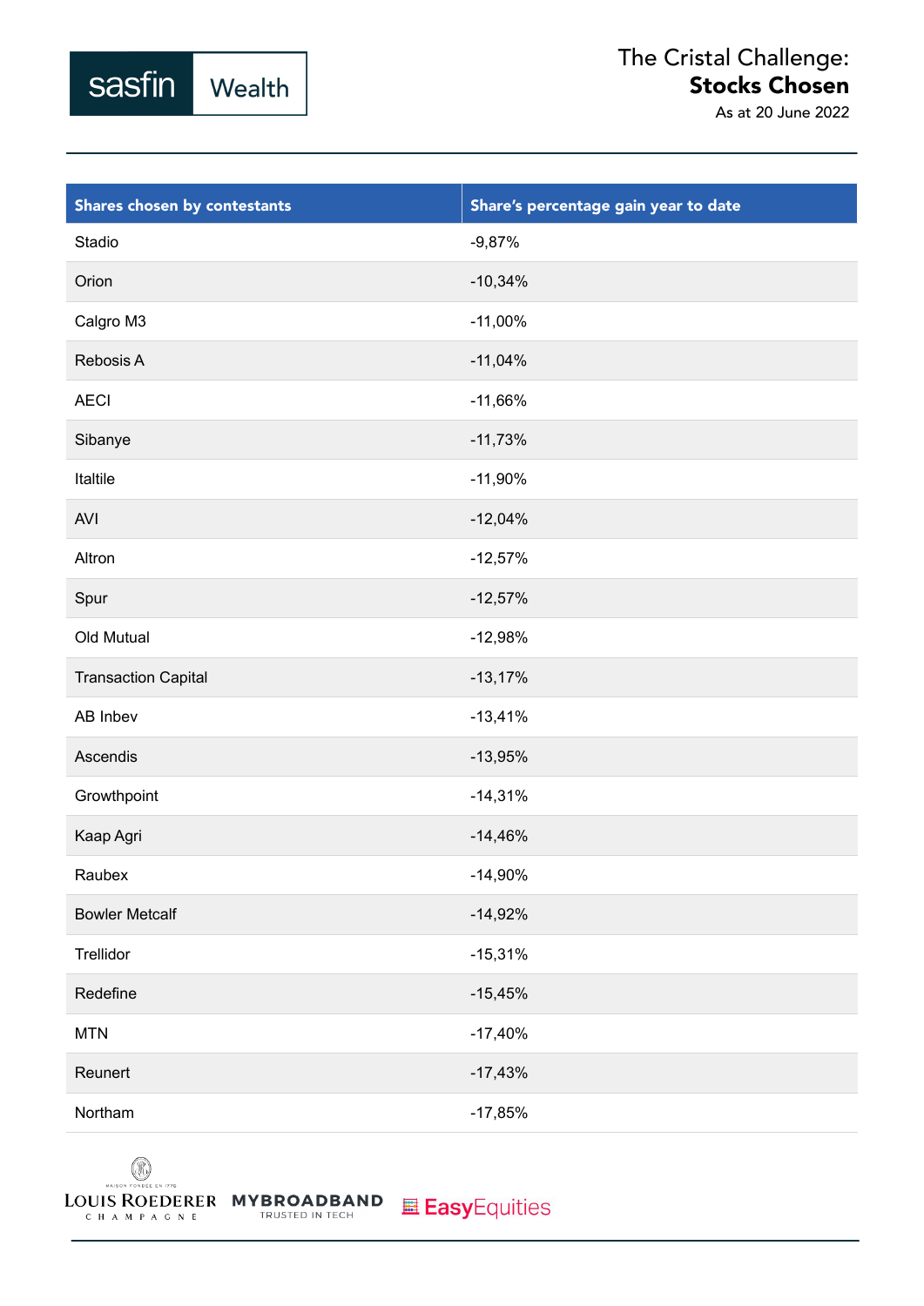# The Cristal Challenge: **Stocks Chosen**

As at 20 June 2022

| Shares chosen by contestants | Share's percentage gain year to date |
|---|---|
| Stadio | -9,87% |
| Orion | -10,34% |
| Calgro M3 | -11,00% |
| Rebosis A | -11,04% |
| AECI | -11,66% |
| Sibanye | -11,73% |
| Italtile | -11,90% |
| AVI | -12,04% |
| Altron | -12,57% |
| Spur | -12,57% |
| Old Mutual | -12,98% |
| Transaction Capital | -13,17% |
| AB Inbev | -13,41% |
| Ascendis | -13,95% |
| Growthpoint | -14,31% |
| Kaap Agri | -14,46% |
| Raubex | -14,90% |
| Bowler Metcalf | -14,92% |
| Trellidor | -15,31% |
| Redefine | -15,45% |
| MTN | -17,40% |
| Reunert | -17,43% |
| Northam | -17,85% |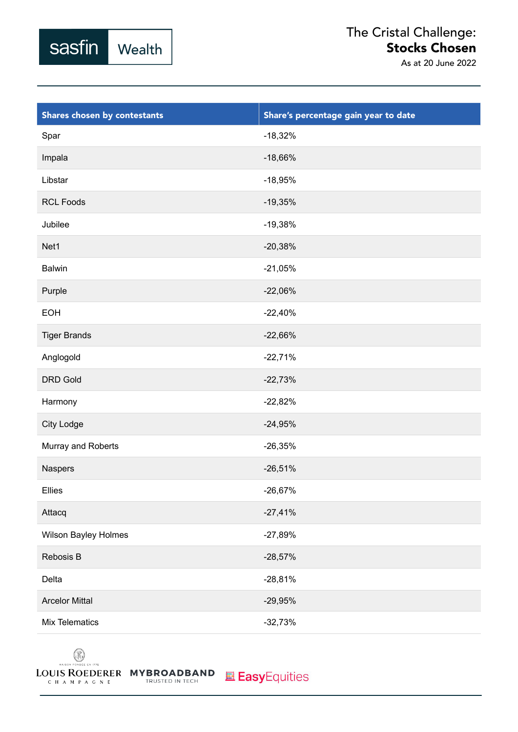# The Cristal Challenge: **Stocks Chosen**

As at 20 June 2022

| Shares chosen by contestants | Share's percentage gain year to date |
|---|---|
| Spar | -18,32% |
| Impala | -18,66% |
| Libstar | -18,95% |
| RCL Foods | -19,35% |
| Jubilee | -19,38% |
| Net1 | -20,38% |
| Balwin | -21,05% |
| Purple | -22,06% |
| EOH | -22,40% |
| Tiger Brands | -22,66% |
| Anglogold | -22,71% |
| DRD Gold | -22,73% |
| Harmony | -22,82% |
| City Lodge | -24,95% |
| Murray and Roberts | -26,35% |
| Naspers | -26,51% |
| Ellies | -26,67% |
| Attacq | -27,41% |
| Wilson Bayley Holmes | -27,89% |
| Rebosis B | -28,57% |
| Delta | -28,81% |
| Arcelor Mittal | -29,95% |
| Mix Telematics | -32,73% |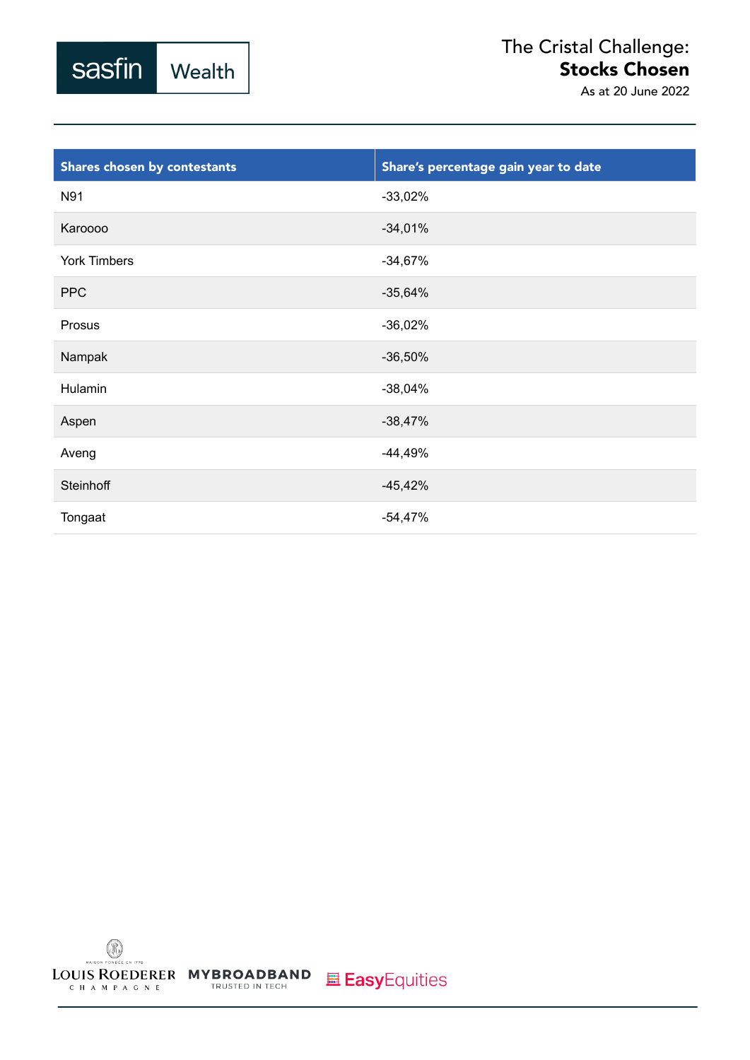# The Cristal Challenge: **Stocks Chosen**

As at 20 June 2022

| Shares chosen by contestants | Share's percentage gain year to date |
|---|---|
| N91 | -33,02% |
| Karoooo | -34,01% |
| York Timbers | -34,67% |
| PPC | -35,64% |
| Prosus | -36,02% |
| Nampak | -36,50% |
| Hulamin | -38,04% |
| Aspen | -38,47% |
| Aveng | -44,49% |
| Steinhoff | -45,42% |
| Tongaat | -54,47% |